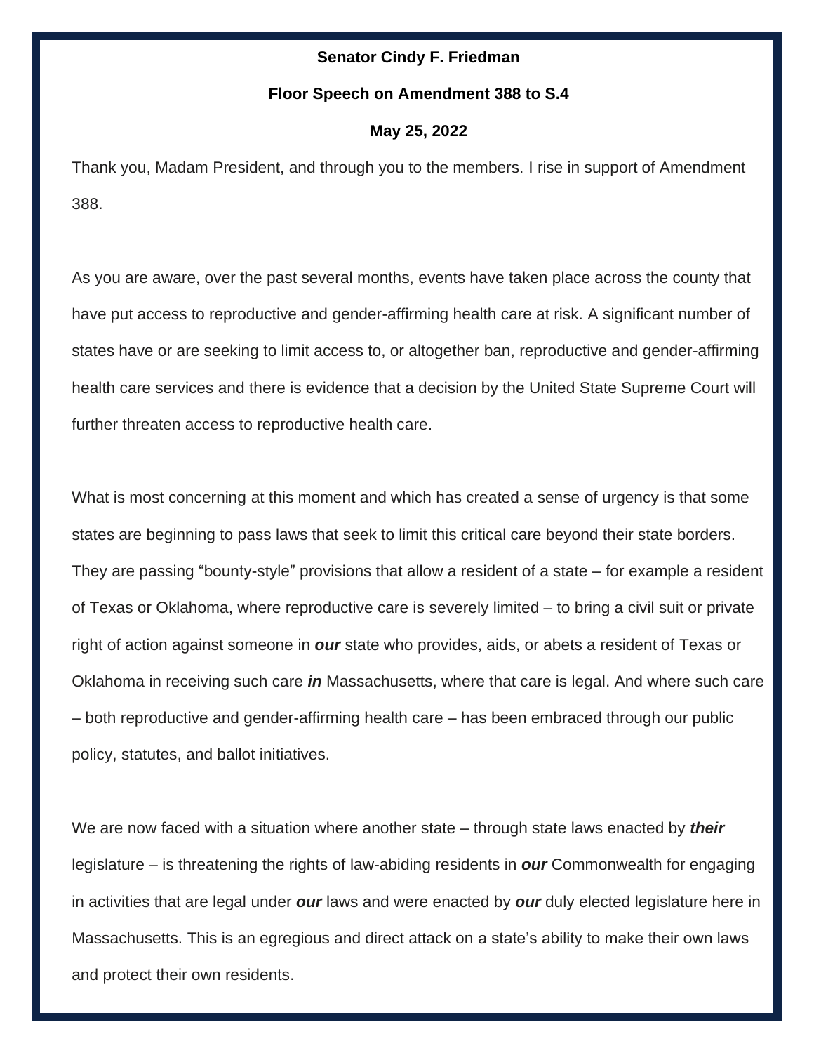**Senator Cindy F. Friedman**

**Floor Speech on Amendment 388 to S.4**

**May 25, 2022**

Thank you, Madam President, and through you to the members. I rise in support of Amendment 388.

As you are aware, over the past several months, events have taken place across the county that have put access to reproductive and gender-affirming health care at risk. A significant number of states have or are seeking to limit access to, or altogether ban, reproductive and gender-affirming health care services and there is evidence that a decision by the United State Supreme Court will further threaten access to reproductive health care.

What is most concerning at this moment and which has created a sense of urgency is that some states are beginning to pass laws that seek to limit this critical care beyond their state borders. They are passing "bounty-style" provisions that allow a resident of a state – for example a resident of Texas or Oklahoma, where reproductive care is severely limited – to bring a civil suit or private right of action against someone in ***our*** state who provides, aids, or abets a resident of Texas or Oklahoma in receiving such care ***in*** Massachusetts, where that care is legal. And where such care – both reproductive and gender-affirming health care – has been embraced through our public policy, statutes, and ballot initiatives.

We are now faced with a situation where another state – through state laws enacted by ***their*** legislature – is threatening the rights of law-abiding residents in ***our*** Commonwealth for engaging in activities that are legal under ***our*** laws and were enacted by ***our*** duly elected legislature here in Massachusetts. This is an egregious and direct attack on a state's ability to make their own laws and protect their own residents.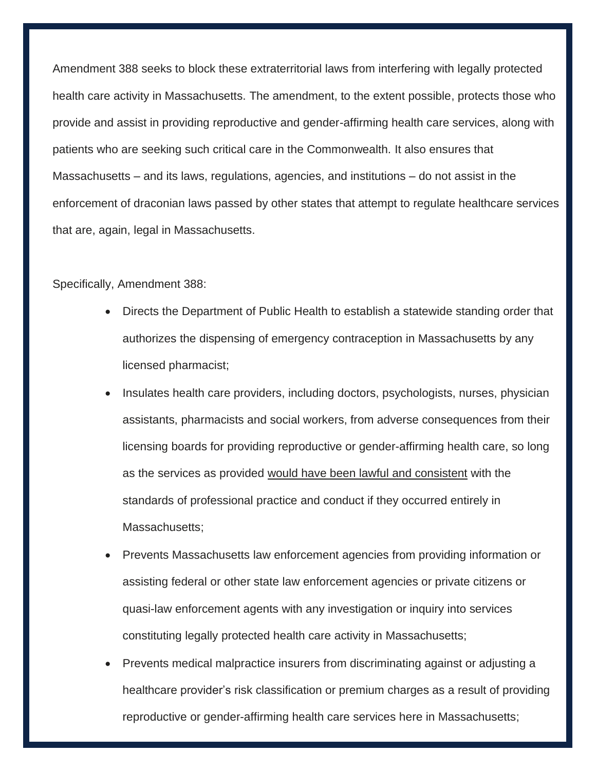Amendment 388 seeks to block these extraterritorial laws from interfering with legally protected health care activity in Massachusetts. The amendment, to the extent possible, protects those who provide and assist in providing reproductive and gender-affirming health care services, along with patients who are seeking such critical care in the Commonwealth. It also ensures that Massachusetts – and its laws, regulations, agencies, and institutions – do not assist in the enforcement of draconian laws passed by other states that attempt to regulate healthcare services that are, again, legal in Massachusetts.

Specifically, Amendment 388:

- Directs the Department of Public Health to establish a statewide standing order that authorizes the dispensing of emergency contraception in Massachusetts by any licensed pharmacist;
- Insulates health care providers, including doctors, psychologists, nurses, physician assistants, pharmacists and social workers, from adverse consequences from their licensing boards for providing reproductive or gender-affirming health care, so long as the services as provided <u>would have been lawful and consistent</u> with the standards of professional practice and conduct if they occurred entirely in Massachusetts;
- Prevents Massachusetts law enforcement agencies from providing information or assisting federal or other state law enforcement agencies or private citizens or quasi-law enforcement agents with any investigation or inquiry into services constituting legally protected health care activity in Massachusetts;
- Prevents medical malpractice insurers from discriminating against or adjusting a healthcare provider's risk classification or premium charges as a result of providing reproductive or gender-affirming health care services here in Massachusetts;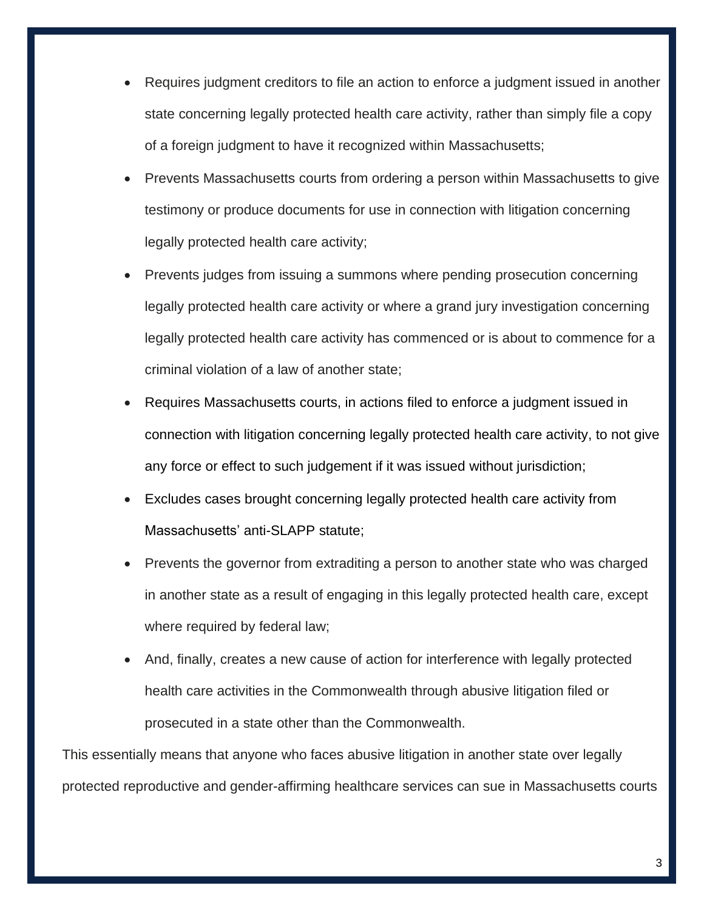- Requires judgment creditors to file an action to enforce a judgment issued in another state concerning legally protected health care activity, rather than simply file a copy of a foreign judgment to have it recognized within Massachusetts;
- Prevents Massachusetts courts from ordering a person within Massachusetts to give testimony or produce documents for use in connection with litigation concerning legally protected health care activity;
- Prevents judges from issuing a summons where pending prosecution concerning legally protected health care activity or where a grand jury investigation concerning legally protected health care activity has commenced or is about to commence for a criminal violation of a law of another state;
- Requires Massachusetts courts, in actions filed to enforce a judgment issued in connection with litigation concerning legally protected health care activity, to not give any force or effect to such judgement if it was issued without jurisdiction;
- Excludes cases brought concerning legally protected health care activity from Massachusetts' anti-SLAPP statute;
- Prevents the governor from extraditing a person to another state who was charged in another state as a result of engaging in this legally protected health care, except where required by federal law;
- And, finally, creates a new cause of action for interference with legally protected health care activities in the Commonwealth through abusive litigation filed or prosecuted in a state other than the Commonwealth.

This essentially means that anyone who faces abusive litigation in another state over legally protected reproductive and gender-affirming healthcare services can sue in Massachusetts courts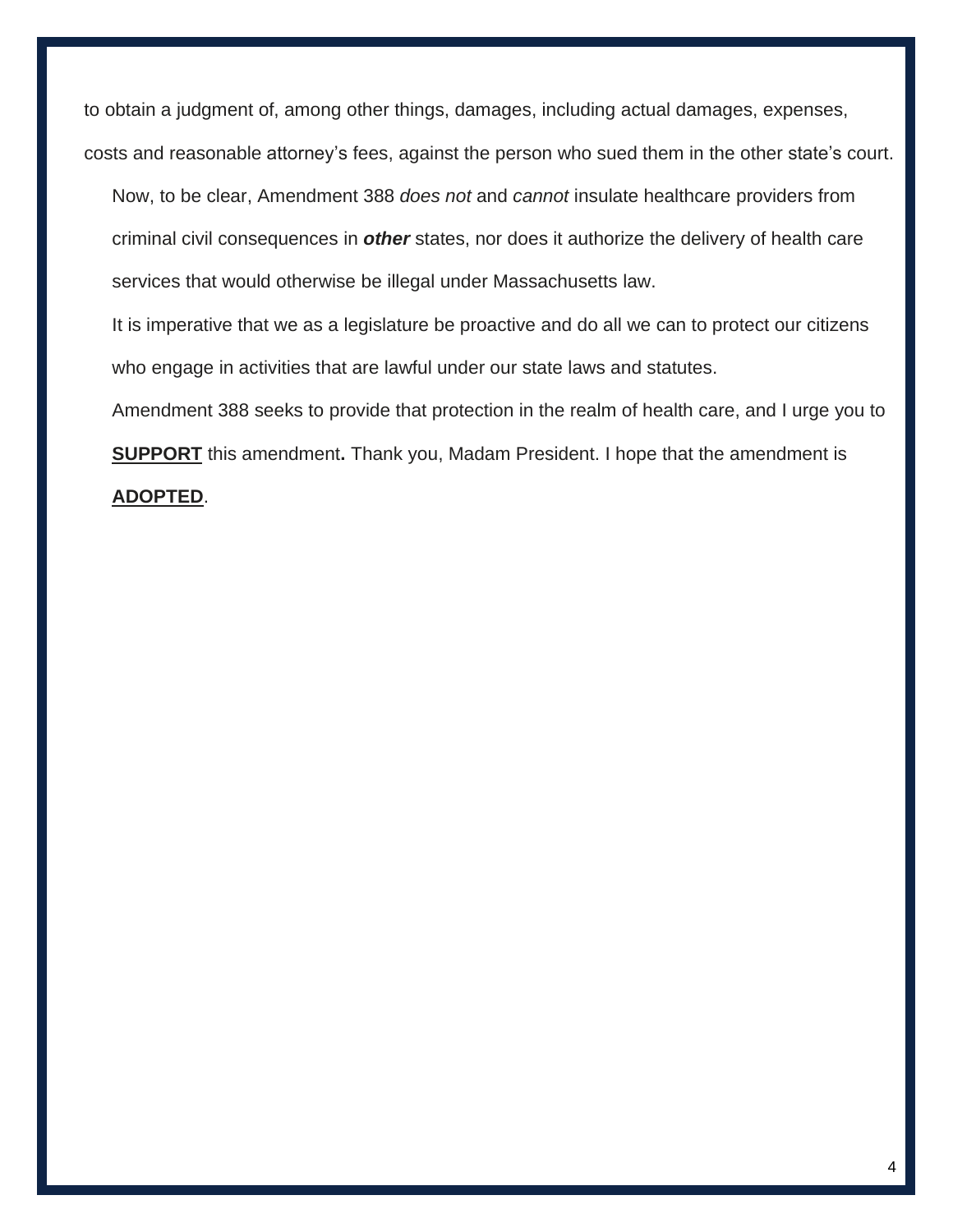to obtain a judgment of, among other things, damages, including actual damages, expenses, costs and reasonable attorney's fees, against the person who sued them in the other state's court.

Now, to be clear, Amendment 388 *does not* and *cannot* insulate healthcare providers from criminal civil consequences in ***other*** states, nor does it authorize the delivery of health care services that would otherwise be illegal under Massachusetts law.

It is imperative that we as a legislature be proactive and do all we can to protect our citizens who engage in activities that are lawful under our state laws and statutes.

Amendment 388 seeks to provide that protection in the realm of health care, and I urge you to **<u>SUPPORT</u>** this amendment**.** Thank you, Madam President. I hope that the amendment is **<u>ADOPTED</u>**.